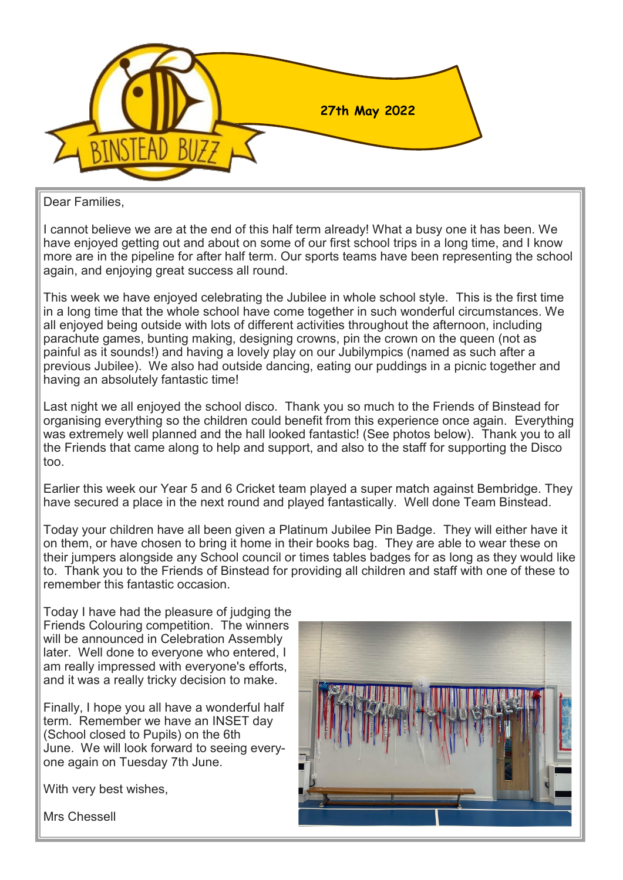# BINSTEAD BUZZ

**27th May 2022**

Dear Families,

I cannot believe we are at the end of this half term already! What a busy one it has been. We have enjoyed getting out and about on some of our first school trips in a long time, and I know more are in the pipeline for after half term. Our sports teams have been representing the school again, and enjoying great success all round.

This week we have enjoyed celebrating the Jubilee in whole school style. This is the first time in a long time that the whole school have come together in such wonderful circumstances. We all enjoyed being outside with lots of different activities throughout the afternoon, including parachute games, bunting making, designing crowns, pin the crown on the queen (not as painful as it sounds!) and having a lovely play on our Jubilympics (named as such after a previous Jubilee). We also had outside dancing, eating our puddings in a picnic together and having an absolutely fantastic time!

Last night we all enjoyed the school disco. Thank you so much to the Friends of Binstead for organising everything so the children could benefit from this experience once again. Everything was extremely well planned and the hall looked fantastic! (See photos below). Thank you to all the Friends that came along to help and support, and also to the staff for supporting the Disco too.

Earlier this week our Year 5 and 6 Cricket team played a super match against Bembridge. They have secured a place in the next round and played fantastically. Well done Team Binstead.

Today your children have all been given a Platinum Jubilee Pin Badge. They will either have it on them, or have chosen to bring it home in their books bag. They are able to wear these on their jumpers alongside any School council or times tables badges for as long as they would like to. Thank you to the Friends of Binstead for providing all children and staff with one of these to remember this fantastic occasion.

Today I have had the pleasure of judging the Friends Colouring competition. The winners will be announced in Celebration Assembly later. Well done to everyone who entered, I am really impressed with everyone's efforts, and it was a really tricky decision to make.

Finally, I hope you all have a wonderful half term. Remember we have an INSET day (School closed to Pupils) on the 6th June. We will look forward to seeing everyone again on Tuesday 7th June.

With very best wishes,

Mrs Chessell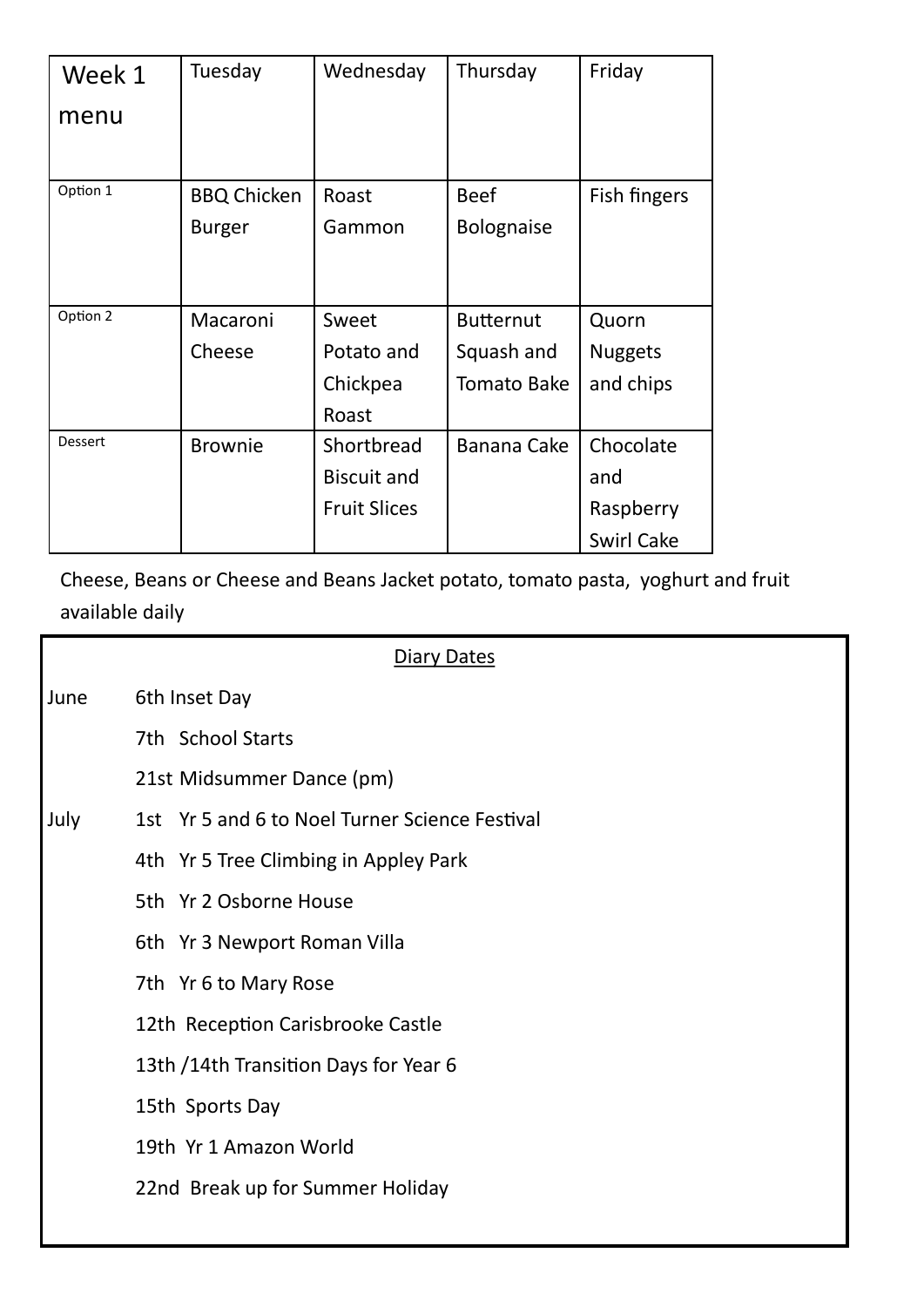| Week 1 menu | Tuesday | Wednesday | Thursday | Friday |
|---|---|---|---|---|
| Option 1 | BBQ Chicken Burger | Roast Gammon | Beef Bolognaise | Fish fingers |
| Option 2 | Macaroni Cheese | Sweet Potato and Chickpea Roast | Butternut Squash and Tomato Bake | Quorn Nuggets and chips |
| Dessert | Brownie | Shortbread Biscuit and Fruit Slices | Banana Cake | Chocolate and Raspberry Swirl Cake |

Cheese, Beans or Cheese and Beans Jacket potato, tomato pasta, yoghurt and fruit available daily

## Diary Dates

June
- 6th Inset Day
- 7th School Starts
- 21st Midsummer Dance (pm)

July
- 1st Yr 5 and 6 to Noel Turner Science Festival
- 4th Yr 5 Tree Climbing in Appley Park
- 5th Yr 2 Osborne House
- 6th Yr 3 Newport Roman Villa
- 7th Yr 6 to Mary Rose
- 12th Reception Carisbrooke Castle
- 13th /14th Transition Days for Year 6
- 15th Sports Day
- 19th Yr 1 Amazon World
- 22nd Break up for Summer Holiday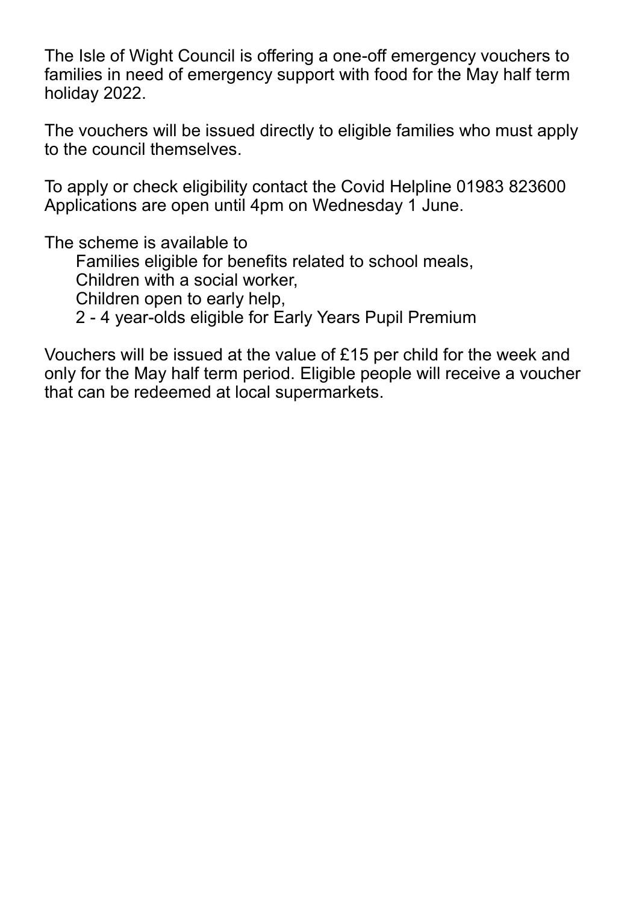The Isle of Wight Council is offering a one-off emergency vouchers to families in need of emergency support with food for the May half term holiday 2022.

The vouchers will be issued directly to eligible families who must apply to the council themselves.

To apply or check eligibility contact the Covid Helpline 01983 823600
Applications are open until 4pm on Wednesday 1 June.

The scheme is available to

- Families eligible for benefits related to school meals,
- Children with a social worker,
- Children open to early help,
- 2 - 4 year-olds eligible for Early Years Pupil Premium

Vouchers will be issued at the value of £15 per child for the week and only for the May half term period. Eligible people will receive a voucher that can be redeemed at local supermarkets.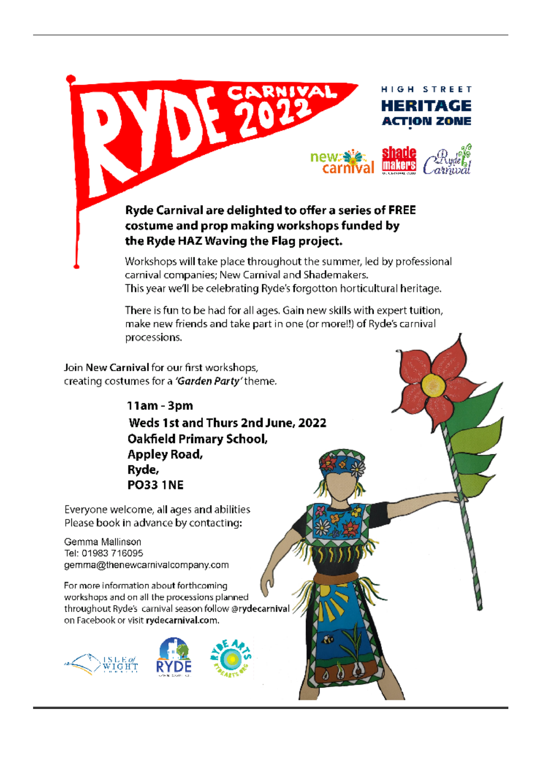# RYDE CARNIVAL 2022

HIGH STREET HERITAGE ACTION ZONE

**Ryde Carnival are delighted to offer a series of FREE costume and prop making workshops funded by the Ryde HAZ Waving the Flag project.**

Workshops will take place throughout the summer, led by professional carnival companies; New Carnival and Shademakers.
This year we'll be celebrating Ryde's forgotton horticultural heritage.

There is fun to be had for all ages. Gain new skills with expert tuition, make new friends and take part in one (or more!!) of Ryde's carnival processions.

Join **New Carnival** for our first workshops, creating costumes for a ***'Garden Party'*** theme.

**11am - 3pm**
**Weds 1st and Thurs 2nd June, 2022**
**Oakfield Primary School,**
**Appley Road,**
**Ryde,**
**PO33 1NE**

Everyone welcome, all ages and abilities
Please book in advance by contacting:

Gemma Mallinson
Tel: 01983 716095
gemma@thenewcarnivalcompany.com

For more information about forthcoming workshops and on all the processions planned throughout Ryde's carnival season follow **@rydecarnival** on Facebook or visit **rydecarnival.com.**